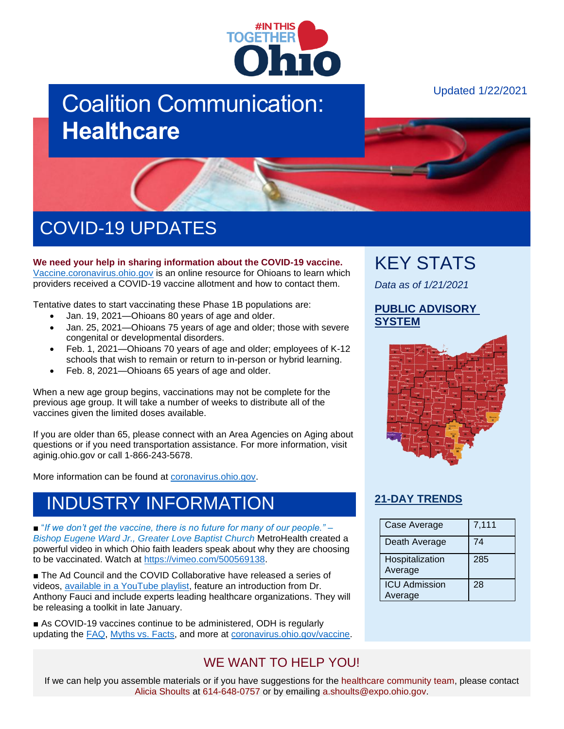#INTHIS TOGETHER Ohio

Updated 1/22/2021

# Coalition Communication: **Healthcare**

## COVID-19 UPDATES

**We need your help in sharing information about the COVID-19 vaccine.** Vaccine.coronavirus.ohio.gov is an online resource for Ohioans to learn which providers received a COVID-19 vaccine allotment and how to contact them.

Tentative dates to start vaccinating these Phase 1B populations are:

- Jan. 19, 2021—Ohioans 80 years of age and older.
- Jan. 25, 2021—Ohioans 75 years of age and older; those with severe congenital or developmental disorders.
- Feb. 1, 2021—Ohioans 70 years of age and older; employees of K-12 schools that wish to remain or return to in-person or hybrid learning.
- Feb. 8, 2021—Ohioans 65 years of age and older.

When a new age group begins, vaccinations may not be complete for the previous age group. It will take a number of weeks to distribute all of the vaccines given the limited doses available.

If you are older than 65, please connect with an Area Agencies on Aging about questions or if you need transportation assistance. For more information, visit aginig.ohio.gov or call 1-866-243-5678.

More information can be found at coronavirus.ohio.gov.

## INDUSTRY INFORMATION

■ *"If we don't get the vaccine, there is no future for many of our people." – Bishop Eugene Ward Jr., Greater Love Baptist Church* MetroHealth created a powerful video in which Ohio faith leaders speak about why they are choosing to be vaccinated. Watch at https://vimeo.com/500569138.

■ The Ad Council and the COVID Collaborative have released a series of videos, available in a YouTube playlist, feature an introduction from Dr. Anthony Fauci and include experts leading healthcare organizations. They will be releasing a toolkit in late January.

■ As COVID-19 vaccines continue to be administered, ODH is regularly updating the FAQ, Myths vs. Facts, and more at coronavirus.ohio.gov/vaccine.

## KEY STATS

*Data as of 1/21/2021*

### PUBLIC ADVISORY SYSTEM

### 21-DAY TRENDS

| | |
|---|---|
| Case Average | 7,111 |
| Death Average | 74 |
| Hospitalization Average | 285 |
| ICU Admission Average | 28 |

## WE WANT TO HELP YOU!

If we can help you assemble materials or if you have suggestions for the healthcare community team, please contact Alicia Shoults at 614-648-0757 or by emailing a.shoults@expo.ohio.gov.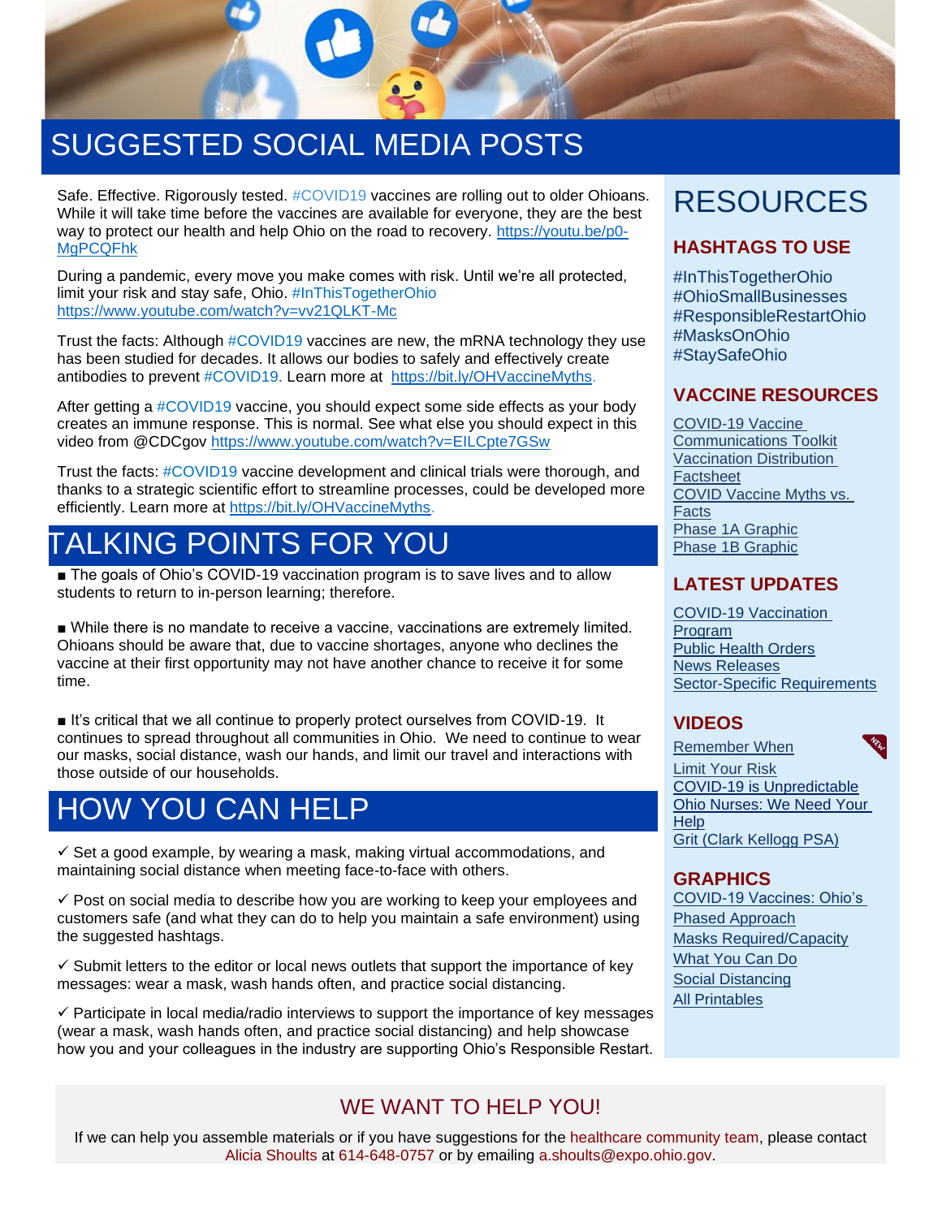# SUGGESTED SOCIAL MEDIA POSTS

Safe. Effective. Rigorously tested. #COVID19 vaccines are rolling out to older Ohioans. While it will take time before the vaccines are available for everyone, they are the best way to protect our health and help Ohio on the road to recovery. https://youtu.be/p0-MgPCQFhk

During a pandemic, every move you make comes with risk. Until we're all protected, limit your risk and stay safe, Ohio. #InThisTogetherOhio https://www.youtube.com/watch?v=vv21QLKT-Mc

Trust the facts: Although #COVID19 vaccines are new, the mRNA technology they use has been studied for decades. It allows our bodies to safely and effectively create antibodies to prevent #COVID19. Learn more at https://bit.ly/OHVaccineMyths.

After getting a #COVID19 vaccine, you should expect some side effects as your body creates an immune response. This is normal. See what else you should expect in this video from @CDCgov https://www.youtube.com/watch?v=EILCpte7GSw

Trust the facts: #COVID19 vaccine development and clinical trials were thorough, and thanks to a strategic scientific effort to streamline processes, could be developed more efficiently. Learn more at https://bit.ly/OHVaccineMyths.

# TALKING POINTS FOR YOU

■ The goals of Ohio's COVID-19 vaccination program is to save lives and to allow students to return to in-person learning; therefore.

■ While there is no mandate to receive a vaccine, vaccinations are extremely limited. Ohioans should be aware that, due to vaccine shortages, anyone who declines the vaccine at their first opportunity may not have another chance to receive it for some time.

■ It's critical that we all continue to properly protect ourselves from COVID-19. It continues to spread throughout all communities in Ohio. We need to continue to wear our masks, social distance, wash our hands, and limit our travel and interactions with those outside of our households.

# HOW YOU CAN HELP

✓ Set a good example, by wearing a mask, making virtual accommodations, and maintaining social distance when meeting face-to-face with others.

✓ Post on social media to describe how you are working to keep your employees and customers safe (and what they can do to help you maintain a safe environment) using the suggested hashtags.

✓ Submit letters to the editor or local news outlets that support the importance of key messages: wear a mask, wash hands often, and practice social distancing.

✓ Participate in local media/radio interviews to support the importance of key messages (wear a mask, wash hands often, and practice social distancing) and help showcase how you and your colleagues in the industry are supporting Ohio's Responsible Restart.

# RESOURCES

## HASHTAGS TO USE

#InThisTogetherOhio
#OhioSmallBusinesses
#ResponsibleRestartOhio
#MasksOnOhio
#StaySafeOhio

## VACCINE RESOURCES

COVID-19 Vaccine Communications Toolkit
Vaccination Distribution Factsheet
COVID Vaccine Myths vs. Facts
Phase 1A Graphic
Phase 1B Graphic

## LATEST UPDATES

COVID-19 Vaccination Program
Public Health Orders
News Releases
Sector-Specific Requirements

## VIDEOS

Remember When (NEW)
Limit Your Risk
COVID-19 is Unpredictable
Ohio Nurses: We Need Your Help
Grit (Clark Kellogg PSA)

## GRAPHICS

COVID-19 Vaccines: Ohio's Phased Approach
Masks Required/Capacity
What You Can Do
Social Distancing
All Printables

## WE WANT TO HELP YOU!

If we can help you assemble materials or if you have suggestions for the healthcare community team, please contact Alicia Shoults at 614-648-0757 or by emailing a.shoults@expo.ohio.gov.